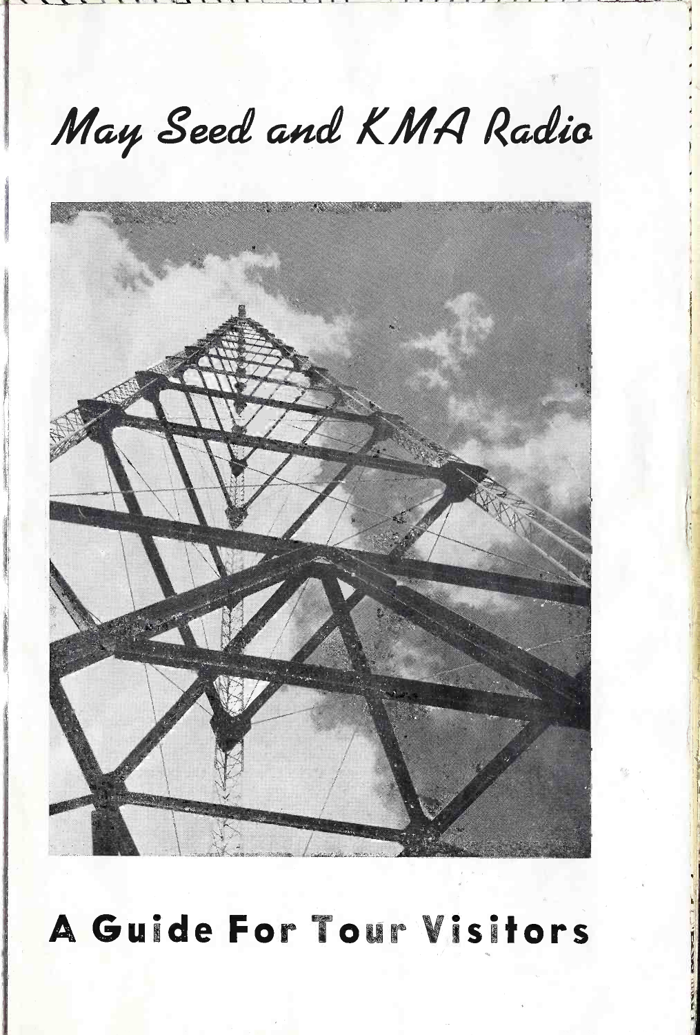# May Seed and KMA Radio

## A Guide For Tour Visitors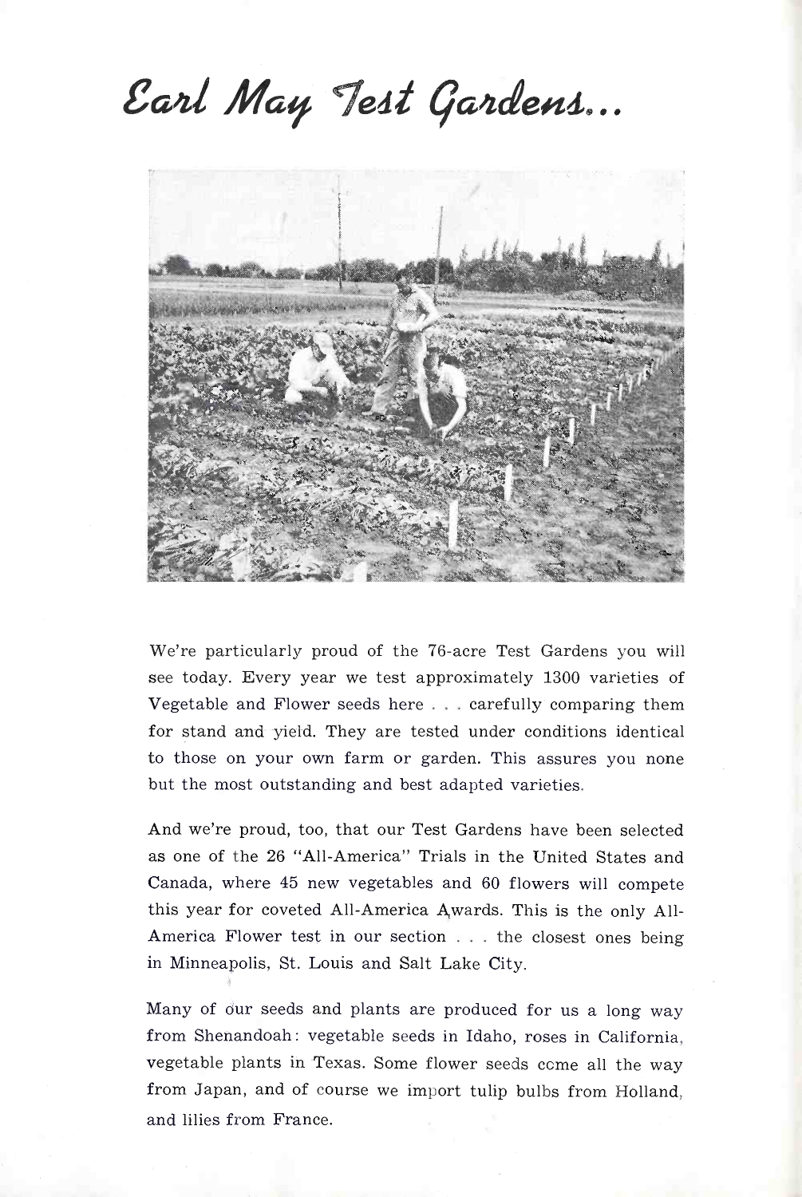# Earl May Test Gardens...

We're particularly proud of the 76-acre Test Gardens you will see today. Every year we test approximately 1300 varieties of Vegetable and Flower seeds here . . . carefully comparing them for stand and yield. They are tested under conditions identical to those on your own farm or garden. This assures you none but the most outstanding and best adapted varieties.

And we're proud, too, that our Test Gardens have been selected as one of the 26 "All-America" Trials in the United States and Canada, where 45 new vegetables and 60 flowers will compete this year for coveted All-America Awards. This is the only All-America Flower test in our section . . . the closest ones being in Minneapolis, St. Louis and Salt Lake City.

Many of our seeds and plants are produced for us a long way from Shenandoah: vegetable seeds in Idaho, roses in California, vegetable plants in Texas. Some flower seeds come all the way from Japan, and of course we import tulip bulbs from Holland, and lilies from France.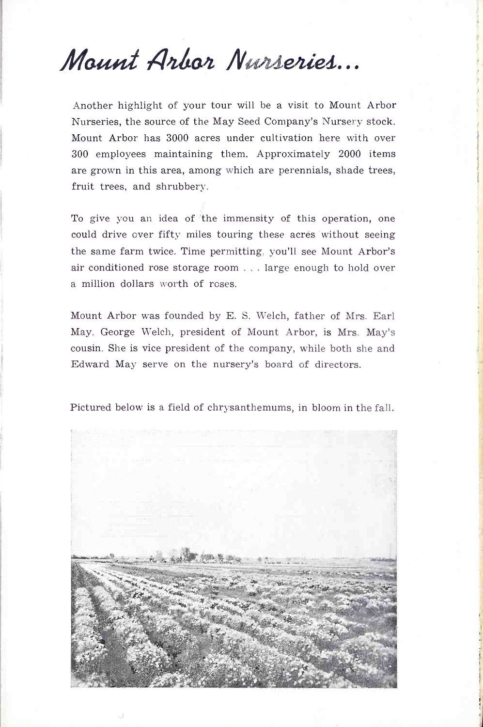# Mount Arbor Nurseries...

Another highlight of your tour will be a visit to Mount Arbor Nurseries, the source of the May Seed Company's Nursery stock. Mount Arbor has 3000 acres under cultivation here with over 300 employees maintaining them. Approximately 2000 items are grown in this area, among which are perennials, shade trees, fruit trees, and shrubbery.

To give you an idea of the immensity of this operation, one could drive over fifty miles touring these acres without seeing the same farm twice. Time permitting, you'll see Mount Arbor's air conditioned rose storage room . . . large enough to hold over a million dollars worth of roses.

Mount Arbor was founded by E. S. Welch, father of Mrs. Earl May. George Welch, president of Mount Arbor, is Mrs. May's cousin. She is vice president of the company, while both she and Edward May serve on the nursery's board of directors.

Pictured below is a field of chrysanthemums, in bloom in the fall.